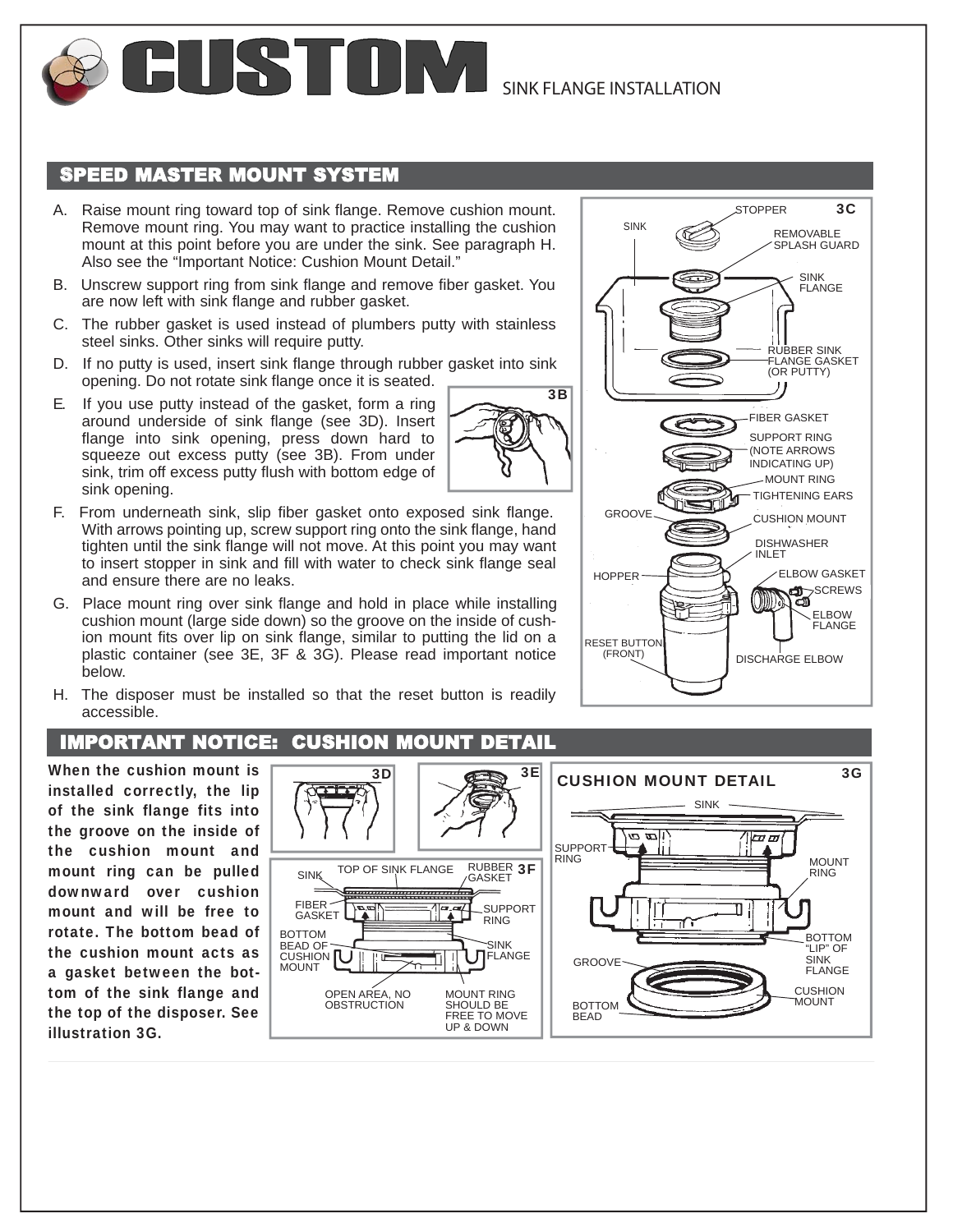# CUSTOM

SINK FLANGE INSTALLATION

## SPEED MASTER MOUNT SYSTEM

A. Raise mount ring toward top of sink flange. Remove cushion mount. Remove mount ring. You may want to practice installing the cushion mount at this point before you are under the sink. See paragraph H. Also see the "Important Notice: Cushion Mount Detail."

B. Unscrew support ring from sink flange and remove fiber gasket. You are now left with sink flange and rubber gasket.

C. The rubber gasket is used instead of plumbers putty with stainless steel sinks. Other sinks will require putty.

D. If no putty is used, insert sink flange through rubber gasket into sink opening. Do not rotate sink flange once it is seated.

E. If you use putty instead of the gasket, form a ring around underside of sink flange (see 3D). Insert flange into sink opening, press down hard to squeeze out excess putty (see 3B). From under sink, trim off excess putty flush with bottom edge of sink opening.

F. From underneath sink, slip fiber gasket onto exposed sink flange. With arrows pointing up, screw support ring onto the sink flange, hand tighten until the sink flange will not move. At this point you may want to insert stopper in sink and fill with water to check sink flange seal and ensure there are no leaks.

G. Place mount ring over sink flange and hold in place while installing cushion mount (large side down) so the groove on the inside of cushion mount fits over lip on sink flange, similar to putting the lid on a plastic container (see 3E, 3F & 3G). Please read important notice below.

H. The disposer must be installed so that the reset button is readily accessible.

3B

3C: STOPPER, SINK, REMOVABLE SPLASH GUARD, SINK FLANGE, RUBBER SINK FLANGE GASKET (OR PUTTY), FIBER GASKET, SUPPORT RING (NOTE ARROWS INDICATING UP), MOUNT RING, TIGHTENING EARS, GROOVE, CUSHION MOUNT, DISHWASHER INLET, HOPPER, ELBOW GASKET, SCREWS, ELBOW FLANGE, RESET BUTTON (FRONT), DISCHARGE ELBOW

## IMPORTANT NOTICE: CUSHION MOUNT DETAIL

**When the cushion mount is installed correctly, the lip of the sink flange fits into the groove on the inside of the cushion mount and mount ring can be pulled downward over cushion mount and will be free to rotate. The bottom bead of the cushion mount acts as a gasket between the bottom of the sink flange and the top of the disposer. See illustration 3G.**

3D

3E

3F: SINK, TOP OF SINK FLANGE, RUBBER GASKET, FIBER GASKET, SUPPORT RING, BOTTOM BEAD OF CUSHION MOUNT, SINK FLANGE, OPEN AREA, NO OBSTRUCTION, MOUNT RING SHOULD BE FREE TO MOVE UP & DOWN

3G: CUSHION MOUNT DETAIL — SINK, SUPPORT RING, MOUNT RING, BOTTOM "LIP" OF SINK FLANGE, GROOVE, CUSHION MOUNT, BOTTOM BEAD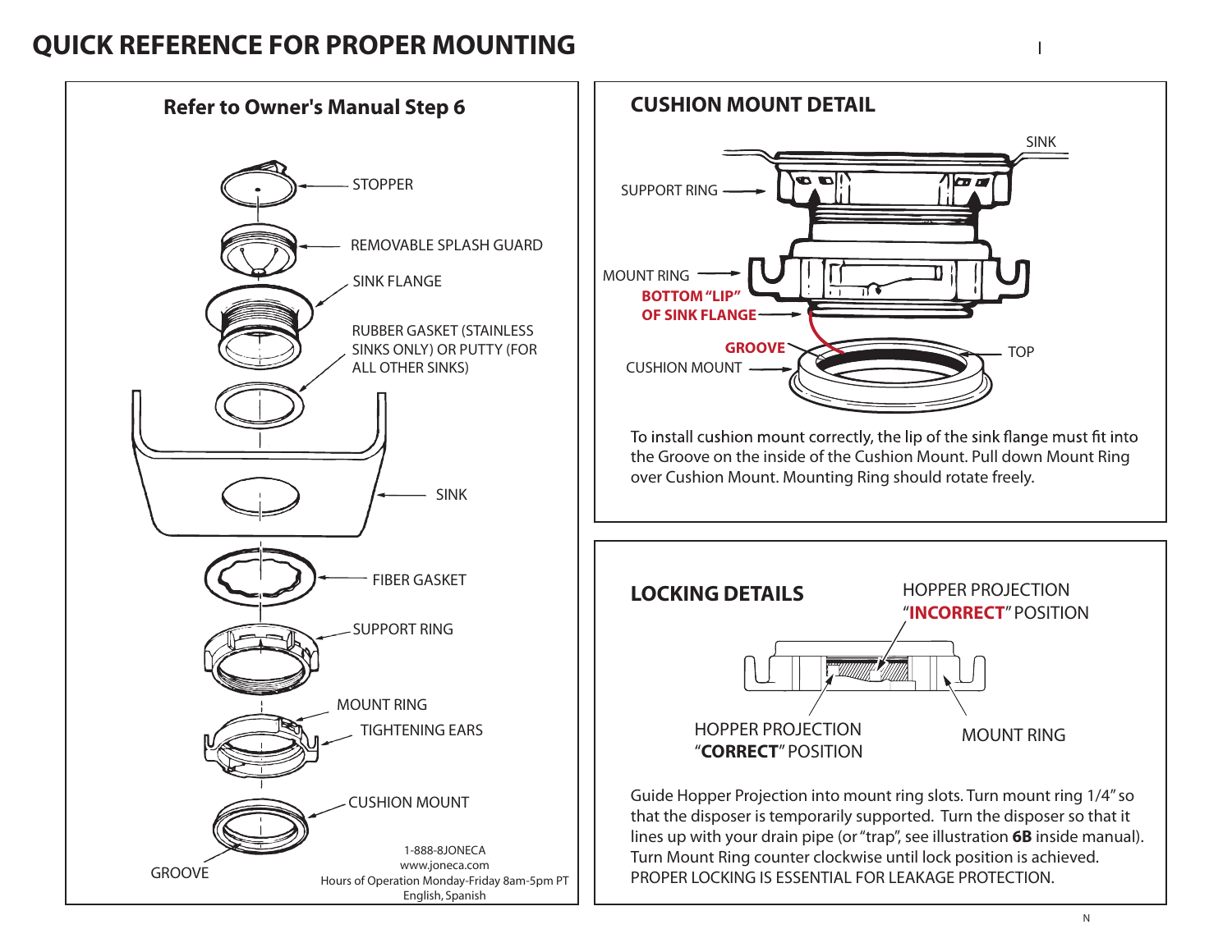# QUICK REFERENCE FOR PROPER MOUNTING

## Refer to Owner's Manual Step 6

STOPPER

REMOVABLE SPLASH GUARD

SINK FLANGE

RUBBER GASKET (STAINLESS SINKS ONLY) OR PUTTY (FOR ALL OTHER SINKS)

SINK

FIBER GASKET

SUPPORT RING

MOUNT RING

TIGHTENING EARS

CUSHION MOUNT

GROOVE

1-888-8JONECA
www.joneca.com
Hours of Operation Monday-Friday 8am-5pm PT
English, Spanish

## CUSHION MOUNT DETAIL

SINK

SUPPORT RING

MOUNT RING

**BOTTOM "LIP" OF SINK FLANGE**

**GROOVE**

TOP

CUSHION MOUNT

To install cushion mount correctly, the lip of the sink flange must fit into the Groove on the inside of the Cushion Mount. Pull down Mount Ring over Cushion Mount. Mounting Ring should rotate freely.

## LOCKING DETAILS

HOPPER PROJECTION "**INCORRECT**" POSITION

HOPPER PROJECTION "**CORRECT**" POSITION

MOUNT RING

Guide Hopper Projection into mount ring slots. Turn mount ring 1/4" so that the disposer is temporarily supported. Turn the disposer so that it lines up with your drain pipe (or "trap", see illustration **6B** inside manual). Turn Mount Ring counter clockwise until lock position is achieved. PROPER LOCKING IS ESSENTIAL FOR LEAKAGE PROTECTION.